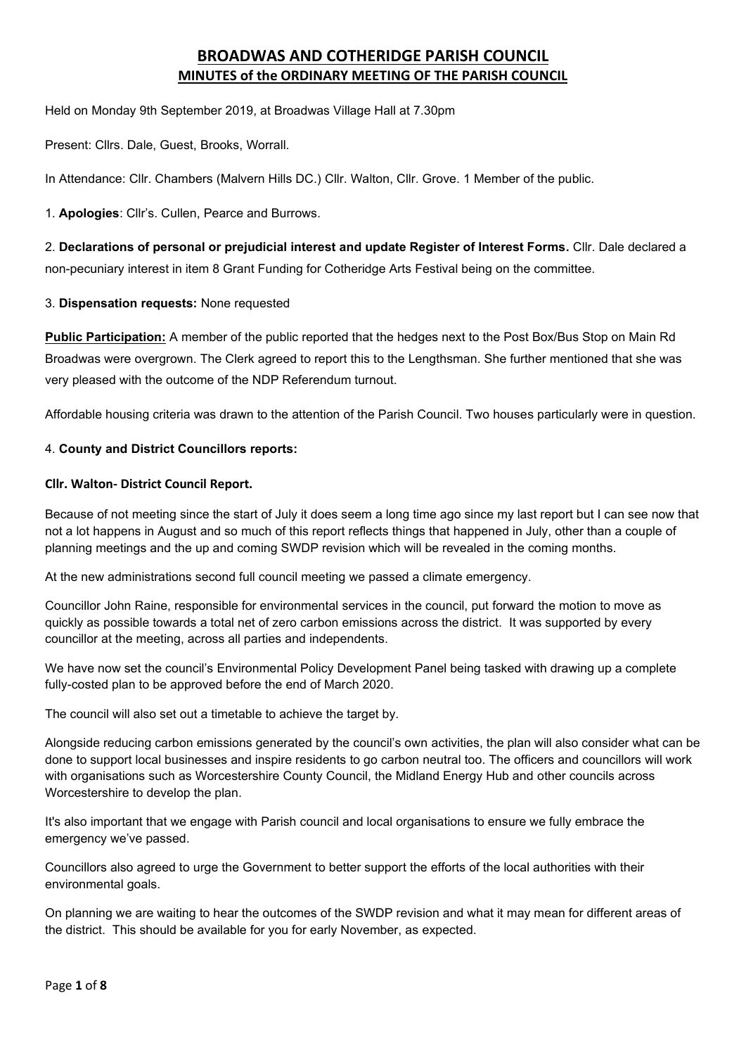# BROADWAS AND COTHERIDGE PARISH COUNCIL

## MINUTES of the ORDINARY MEETING OF THE PARISH COUNCIL

Held on Monday 9th September 2019, at Broadwas Village Hall at 7.30pm

Present: Cllrs. Dale, Guest, Brooks, Worrall.

In Attendance: Cllr. Chambers (Malvern Hills DC.) Cllr. Walton, Cllr. Grove. 1 Member of the public.

1. **Apologies**: Cllr's. Cullen, Pearce and Burrows.

2. **Declarations of personal or prejudicial interest and update Register of Interest Forms.** Cllr. Dale declared a non-pecuniary interest in item 8 Grant Funding for Cotheridge Arts Festival being on the committee.

3. **Dispensation requests:** None requested

**Public Participation:** A member of the public reported that the hedges next to the Post Box/Bus Stop on Main Rd Broadwas were overgrown. The Clerk agreed to report this to the Lengthsman. She further mentioned that she was very pleased with the outcome of the NDP Referendum turnout.

Affordable housing criteria was drawn to the attention of the Parish Council. Two houses particularly were in question.

4. **County and District Councillors reports:**

**Cllr. Walton- District Council Report.**

Because of not meeting since the start of July it does seem a long time ago since my last report but I can see now that not a lot happens in August and so much of this report reflects things that happened in July, other than a couple of planning meetings and the up and coming SWDP revision which will be revealed in the coming months.

At the new administrations second full council meeting we passed a climate emergency.

Councillor John Raine, responsible for environmental services in the council, put forward the motion to move as quickly as possible towards a total net of zero carbon emissions across the district. It was supported by every councillor at the meeting, across all parties and independents.

We have now set the council's Environmental Policy Development Panel being tasked with drawing up a complete fully-costed plan to be approved before the end of March 2020.

The council will also set out a timetable to achieve the target by.

Alongside reducing carbon emissions generated by the council's own activities, the plan will also consider what can be done to support local businesses and inspire residents to go carbon neutral too. The officers and councillors will work with organisations such as Worcestershire County Council, the Midland Energy Hub and other councils across Worcestershire to develop the plan.

It's also important that we engage with Parish council and local organisations to ensure we fully embrace the emergency we've passed.

Councillors also agreed to urge the Government to better support the efforts of the local authorities with their environmental goals.

On planning we are waiting to hear the outcomes of the SWDP revision and what it may mean for different areas of the district. This should be available for you for early November, as expected.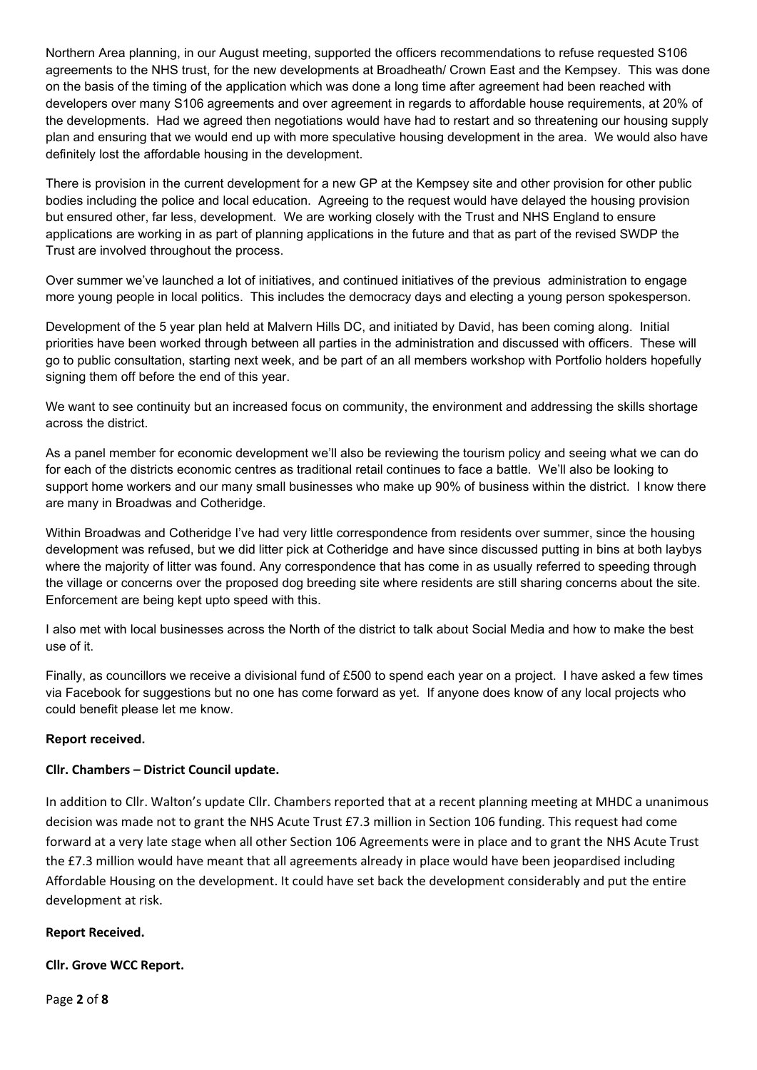Northern Area planning, in our August meeting, supported the officers recommendations to refuse requested S106 agreements to the NHS trust, for the new developments at Broadheath/ Crown East and the Kempsey. This was done on the basis of the timing of the application which was done a long time after agreement had been reached with developers over many S106 agreements and over agreement in regards to affordable house requirements, at 20% of the developments. Had we agreed then negotiations would have had to restart and so threatening our housing supply plan and ensuring that we would end up with more speculative housing development in the area. We would also have definitely lost the affordable housing in the development.

There is provision in the current development for a new GP at the Kempsey site and other provision for other public bodies including the police and local education. Agreeing to the request would have delayed the housing provision but ensured other, far less, development. We are working closely with the Trust and NHS England to ensure applications are working in as part of planning applications in the future and that as part of the revised SWDP the Trust are involved throughout the process.

Over summer we've launched a lot of initiatives, and continued initiatives of the previous administration to engage more young people in local politics. This includes the democracy days and electing a young person spokesperson.

Development of the 5 year plan held at Malvern Hills DC, and initiated by David, has been coming along. Initial priorities have been worked through between all parties in the administration and discussed with officers. These will go to public consultation, starting next week, and be part of an all members workshop with Portfolio holders hopefully signing them off before the end of this year.

We want to see continuity but an increased focus on community, the environment and addressing the skills shortage across the district.

As a panel member for economic development we'll also be reviewing the tourism policy and seeing what we can do for each of the districts economic centres as traditional retail continues to face a battle. We'll also be looking to support home workers and our many small businesses who make up 90% of business within the district. I know there are many in Broadwas and Cotheridge.

Within Broadwas and Cotheridge I've had very little correspondence from residents over summer, since the housing development was refused, but we did litter pick at Cotheridge and have since discussed putting in bins at both laybys where the majority of litter was found. Any correspondence that has come in as usually referred to speeding through the village or concerns over the proposed dog breeding site where residents are still sharing concerns about the site. Enforcement are being kept upto speed with this.

I also met with local businesses across the North of the district to talk about Social Media and how to make the best use of it.

Finally, as councillors we receive a divisional fund of £500 to spend each year on a project. I have asked a few times via Facebook for suggestions but no one has come forward as yet. If anyone does know of any local projects who could benefit please let me know.

**Report received.**

**Cllr. Chambers – District Council update.**

In addition to Cllr. Walton's update Cllr. Chambers reported that at a recent planning meeting at MHDC a unanimous decision was made not to grant the NHS Acute Trust £7.3 million in Section 106 funding. This request had come forward at a very late stage when all other Section 106 Agreements were in place and to grant the NHS Acute Trust the £7.3 million would have meant that all agreements already in place would have been jeopardised including Affordable Housing on the development. It could have set back the development considerably and put the entire development at risk.

**Report Received.**

**Cllr. Grove WCC Report.**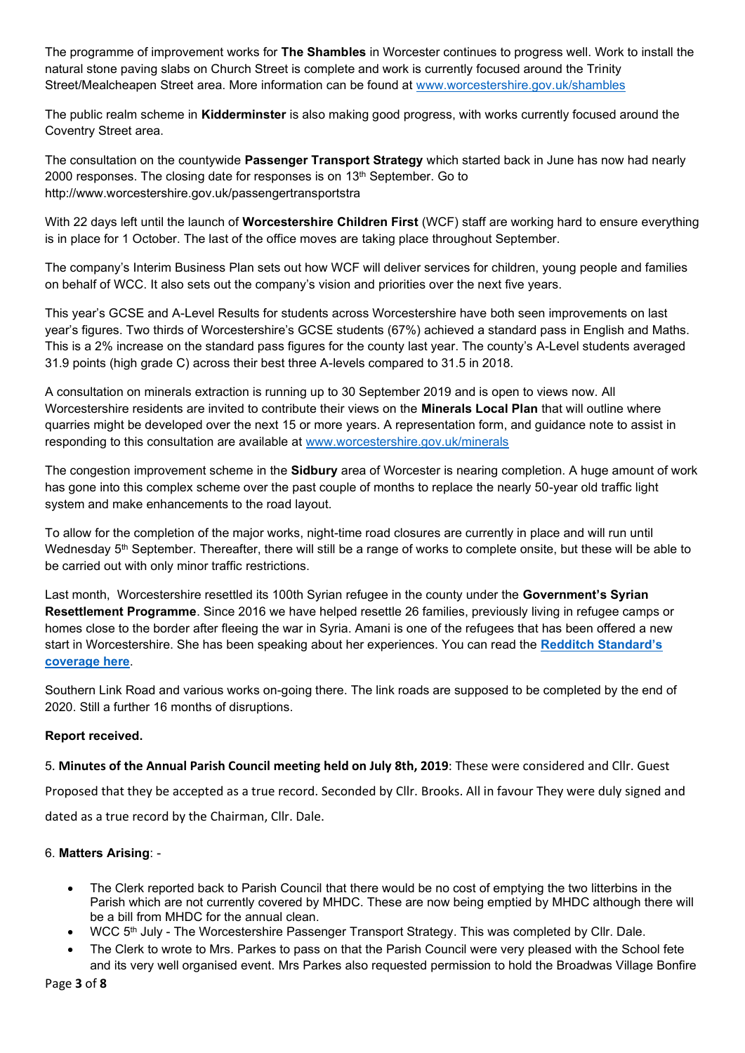The programme of improvement works for **The Shambles** in Worcester continues to progress well. Work to install the natural stone paving slabs on Church Street is complete and work is currently focused around the Trinity Street/Mealcheapen Street area. More information can be found at [www.worcestershire.gov.uk/shambles](http://www.worcestershire.gov.uk/shambles)

The public realm scheme in **Kidderminster** is also making good progress, with works currently focused around the Coventry Street area.

The consultation on the countywide **Passenger Transport Strategy** which started back in June has now had nearly 2000 responses. The closing date for responses is on 13th September. Go to http://www.worcestershire.gov.uk/passengertransportstra

With 22 days left until the launch of **Worcestershire Children First** (WCF) staff are working hard to ensure everything is in place for 1 October. The last of the office moves are taking place throughout September.

The company's Interim Business Plan sets out how WCF will deliver services for children, young people and families on behalf of WCC. It also sets out the company's vision and priorities over the next five years.

This year's GCSE and A-Level Results for students across Worcestershire have both seen improvements on last year's figures. Two thirds of Worcestershire's GCSE students (67%) achieved a standard pass in English and Maths. This is a 2% increase on the standard pass figures for the county last year. The county's A-Level students averaged 31.9 points (high grade C) across their best three A-levels compared to 31.5 in 2018.

A consultation on minerals extraction is running up to 30 September 2019 and is open to views now. All Worcestershire residents are invited to contribute their views on the **Minerals Local Plan** that will outline where quarries might be developed over the next 15 or more years. A representation form, and guidance note to assist in responding to this consultation are available at [www.worcestershire.gov.uk/minerals](http://www.worcestershire.gov.uk/minerals)

The congestion improvement scheme in the **Sidbury** area of Worcester is nearing completion. A huge amount of work has gone into this complex scheme over the past couple of months to replace the nearly 50-year old traffic light system and make enhancements to the road layout.

To allow for the completion of the major works, night-time road closures are currently in place and will run until Wednesday 5th September. Thereafter, there will still be a range of works to complete onsite, but these will be able to be carried out with only minor traffic restrictions.

Last month, Worcestershire resettled its 100th Syrian refugee in the county under the **Government's Syrian Resettlement Programme**. Since 2016 we have helped resettle 26 families, previously living in refugee camps or homes close to the border after fleeing the war in Syria. Amani is one of the refugees that has been offered a new start in Worcestershire. She has been speaking about her experiences. You can read the **Redditch Standard's coverage here**.

Southern Link Road and various works on-going there. The link roads are supposed to be completed by the end of 2020. Still a further 16 months of disruptions.

**Report received.**

5. **Minutes of the Annual Parish Council meeting held on July 8th, 2019**: These were considered and Cllr. Guest Proposed that they be accepted as a true record. Seconded by Cllr. Brooks. All in favour They were duly signed and dated as a true record by the Chairman, Cllr. Dale.

6. **Matters Arising**: -

- The Clerk reported back to Parish Council that there would be no cost of emptying the two litterbins in the Parish which are not currently covered by MHDC. These are now being emptied by MHDC although there will be a bill from MHDC for the annual clean.
- WCC 5th July - The Worcestershire Passenger Transport Strategy. This was completed by Cllr. Dale.
- The Clerk to wrote to Mrs. Parkes to pass on that the Parish Council were very pleased with the School fete and its very well organised event. Mrs Parkes also requested permission to hold the Broadwas Village Bonfire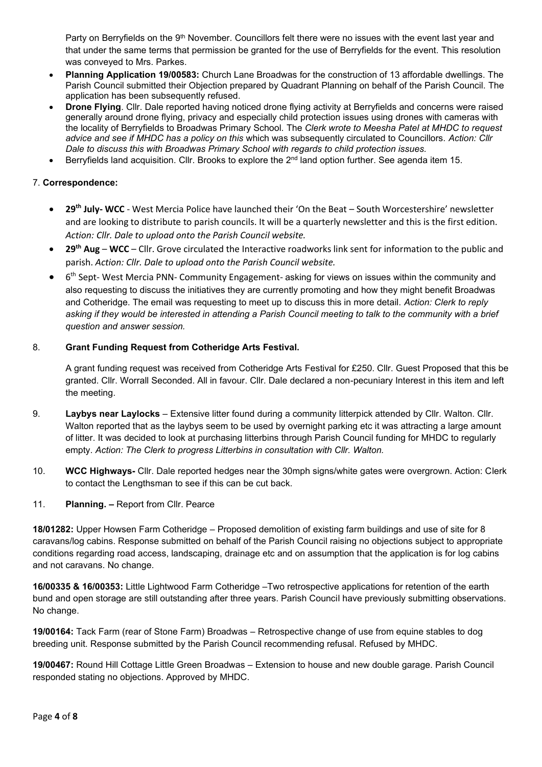Party on Berryfields on the 9th November. Councillors felt there were no issues with the event last year and that under the same terms that permission be granted for the use of Berryfields for the event. This resolution was conveyed to Mrs. Parkes.

- **Planning Application 19/00583:** Church Lane Broadwas for the construction of 13 affordable dwellings. The Parish Council submitted their Objection prepared by Quadrant Planning on behalf of the Parish Council. The application has been subsequently refused.
- **Drone Flying**. Cllr. Dale reported having noticed drone flying activity at Berryfields and concerns were raised generally around drone flying, privacy and especially child protection issues using drones with cameras with the locality of Berryfields to Broadwas Primary School. The *Clerk wrote to Meesha Patel at MHDC to request advice and see if MHDC has a policy on this* which was subsequently circulated to Councillors. *Action: Cllr Dale to discuss this with Broadwas Primary School with regards to child protection issues.*
- Berryfields land acquisition. Cllr. Brooks to explore the 2nd land option further. See agenda item 15.

7. **Correspondence:**

- **29th July- WCC** - West Mercia Police have launched their 'On the Beat – South Worcestershire' newsletter and are looking to distribute to parish councils. It will be a quarterly newsletter and this is the first edition. *Action: Cllr. Dale to upload onto the Parish Council website.*
- **29th Aug** – **WCC** – Cllr. Grove circulated the Interactive roadworks link sent for information to the public and parish. *Action: Cllr. Dale to upload onto the Parish Council website.*
- 6th Sept- West Mercia PNN- Community Engagement- asking for views on issues within the community and also requesting to discuss the initiatives they are currently promoting and how they might benefit Broadwas and Cotheridge. The email was requesting to meet up to discuss this in more detail. *Action: Clerk to reply asking if they would be interested in attending a Parish Council meeting to talk to the community with a brief question and answer session.*

8. **Grant Funding Request from Cotheridge Arts Festival.**

A grant funding request was received from Cotheridge Arts Festival for £250. Cllr. Guest Proposed that this be granted. Cllr. Worrall Seconded. All in favour. Cllr. Dale declared a non-pecuniary Interest in this item and left the meeting.

9. **Laybys near Laylocks** – Extensive litter found during a community litterpick attended by Cllr. Walton. Cllr. Walton reported that as the laybys seem to be used by overnight parking etc it was attracting a large amount of litter. It was decided to look at purchasing litterbins through Parish Council funding for MHDC to regularly empty. *Action: The Clerk to progress Litterbins in consultation with Cllr. Walton.*

10. **WCC Highways-** Cllr. Dale reported hedges near the 30mph signs/white gates were overgrown. Action: Clerk to contact the Lengthsman to see if this can be cut back.

11. **Planning. –** Report from Cllr. Pearce

**18/01282:** Upper Howsen Farm Cotheridge – Proposed demolition of existing farm buildings and use of site for 8 caravans/log cabins. Response submitted on behalf of the Parish Council raising no objections subject to appropriate conditions regarding road access, landscaping, drainage etc and on assumption that the application is for log cabins and not caravans. No change.

**16/00335 & 16/00353:** Little Lightwood Farm Cotheridge –Two retrospective applications for retention of the earth bund and open storage are still outstanding after three years. Parish Council have previously submitting observations. No change.

**19/00164:** Tack Farm (rear of Stone Farm) Broadwas – Retrospective change of use from equine stables to dog breeding unit. Response submitted by the Parish Council recommending refusal. Refused by MHDC.

**19/00467:** Round Hill Cottage Little Green Broadwas – Extension to house and new double garage. Parish Council responded stating no objections. Approved by MHDC.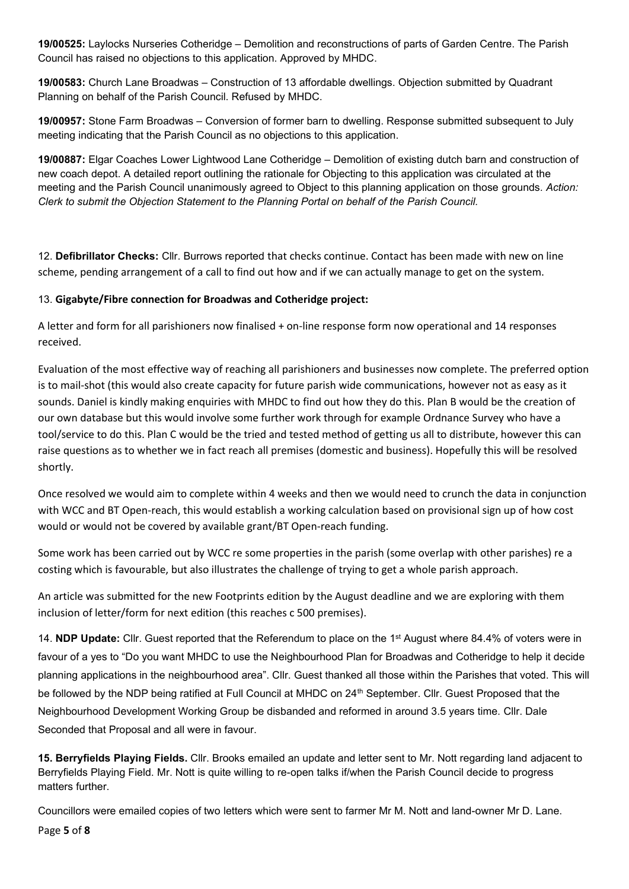**19/00525:** Laylocks Nurseries Cotheridge – Demolition and reconstructions of parts of Garden Centre. The Parish Council has raised no objections to this application. Approved by MHDC.

**19/00583:** Church Lane Broadwas – Construction of 13 affordable dwellings. Objection submitted by Quadrant Planning on behalf of the Parish Council. Refused by MHDC.

**19/00957:** Stone Farm Broadwas – Conversion of former barn to dwelling. Response submitted subsequent to July meeting indicating that the Parish Council as no objections to this application.

**19/00887:** Elgar Coaches Lower Lightwood Lane Cotheridge – Demolition of existing dutch barn and construction of new coach depot. A detailed report outlining the rationale for Objecting to this application was circulated at the meeting and the Parish Council unanimously agreed to Object to this planning application on those grounds. *Action: Clerk to submit the Objection Statement to the Planning Portal on behalf of the Parish Council.*

12. **Defibrillator Checks:** Cllr. Burrows reported that checks continue. Contact has been made with new on line scheme, pending arrangement of a call to find out how and if we can actually manage to get on the system.

13. **Gigabyte/Fibre connection for Broadwas and Cotheridge project:**

A letter and form for all parishioners now finalised + on-line response form now operational and 14 responses received.

Evaluation of the most effective way of reaching all parishioners and businesses now complete. The preferred option is to mail-shot (this would also create capacity for future parish wide communications, however not as easy as it sounds. Daniel is kindly making enquiries with MHDC to find out how they do this. Plan B would be the creation of our own database but this would involve some further work through for example Ordnance Survey who have a tool/service to do this. Plan C would be the tried and tested method of getting us all to distribute, however this can raise questions as to whether we in fact reach all premises (domestic and business). Hopefully this will be resolved shortly.

Once resolved we would aim to complete within 4 weeks and then we would need to crunch the data in conjunction with WCC and BT Open-reach, this would establish a working calculation based on provisional sign up of how cost would or would not be covered by available grant/BT Open-reach funding.

Some work has been carried out by WCC re some properties in the parish (some overlap with other parishes) re a costing which is favourable, but also illustrates the challenge of trying to get a whole parish approach.

An article was submitted for the new Footprints edition by the August deadline and we are exploring with them inclusion of letter/form for next edition (this reaches c 500 premises).

14. **NDP Update:** Cllr. Guest reported that the Referendum to place on the 1st August where 84.4% of voters were in favour of a yes to "Do you want MHDC to use the Neighbourhood Plan for Broadwas and Cotheridge to help it decide planning applications in the neighbourhood area". Cllr. Guest thanked all those within the Parishes that voted. This will be followed by the NDP being ratified at Full Council at MHDC on 24th September. Cllr. Guest Proposed that the Neighbourhood Development Working Group be disbanded and reformed in around 3.5 years time. Cllr. Dale Seconded that Proposal and all were in favour.

**15. Berryfields Playing Fields.** Cllr. Brooks emailed an update and letter sent to Mr. Nott regarding land adjacent to Berryfields Playing Field. Mr. Nott is quite willing to re-open talks if/when the Parish Council decide to progress matters further.

Councillors were emailed copies of two letters which were sent to farmer Mr M. Nott and land-owner Mr D. Lane.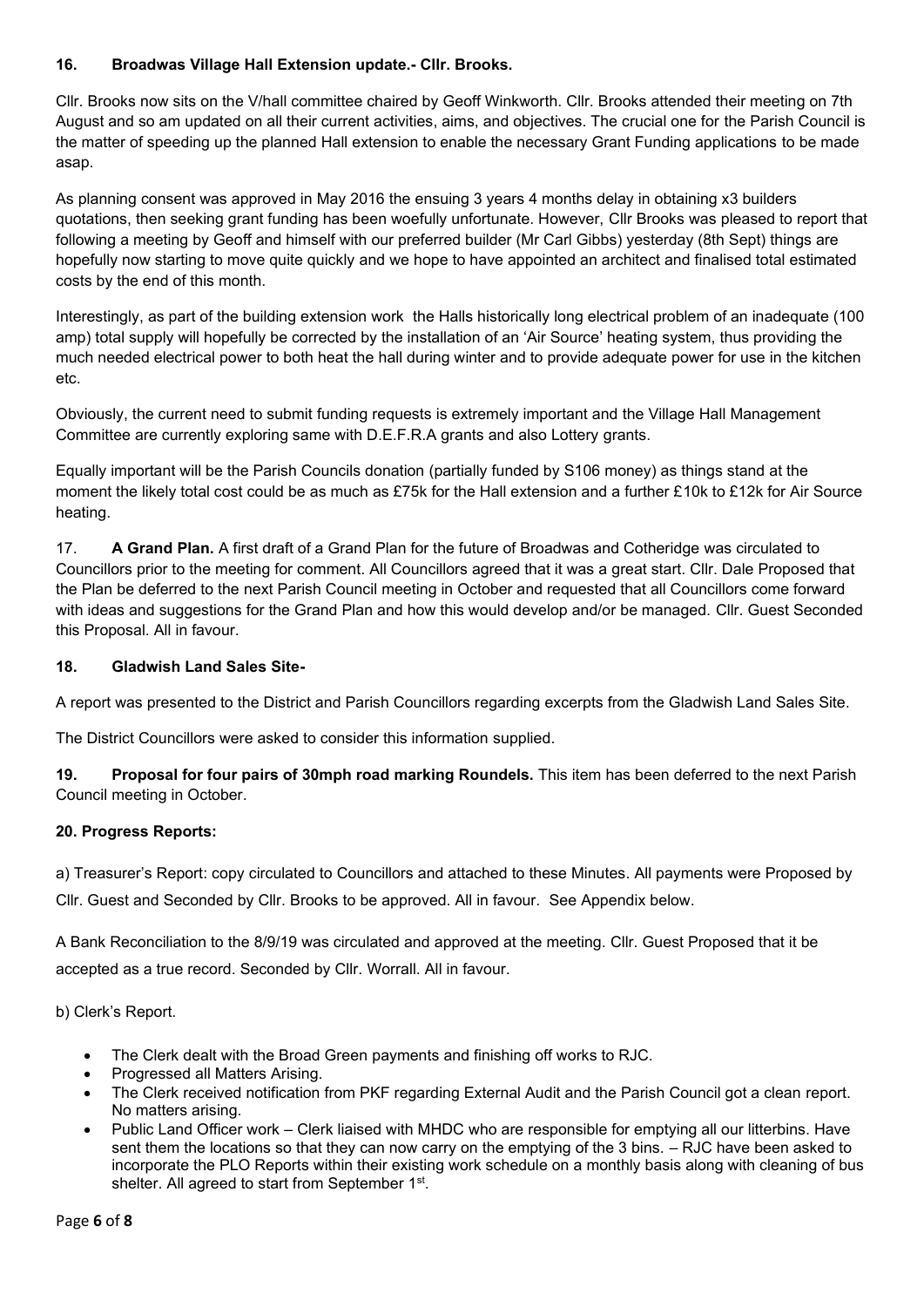**16. Broadwas Village Hall Extension update.- Cllr. Brooks.**

Cllr. Brooks now sits on the V/hall committee chaired by Geoff Winkworth. Cllr. Brooks attended their meeting on 7th August and so am updated on all their current activities, aims, and objectives. The crucial one for the Parish Council is the matter of speeding up the planned Hall extension to enable the necessary Grant Funding applications to be made asap.

As planning consent was approved in May 2016 the ensuing 3 years 4 months delay in obtaining x3 builders quotations, then seeking grant funding has been woefully unfortunate. However, Cllr Brooks was pleased to report that following a meeting by Geoff and himself with our preferred builder (Mr Carl Gibbs) yesterday (8th Sept) things are hopefully now starting to move quite quickly and we hope to have appointed an architect and finalised total estimated costs by the end of this month.

Interestingly, as part of the building extension work the Halls historically long electrical problem of an inadequate (100 amp) total supply will hopefully be corrected by the installation of an 'Air Source' heating system, thus providing the much needed electrical power to both heat the hall during winter and to provide adequate power for use in the kitchen etc.

Obviously, the current need to submit funding requests is extremely important and the Village Hall Management Committee are currently exploring same with D.E.F.R.A grants and also Lottery grants.

Equally important will be the Parish Councils donation (partially funded by S106 money) as things stand at the moment the likely total cost could be as much as £75k for the Hall extension and a further £10k to £12k for Air Source heating.

17. **A Grand Plan.** A first draft of a Grand Plan for the future of Broadwas and Cotheridge was circulated to Councillors prior to the meeting for comment. All Councillors agreed that it was a great start. Cllr. Dale Proposed that the Plan be deferred to the next Parish Council meeting in October and requested that all Councillors come forward with ideas and suggestions for the Grand Plan and how this would develop and/or be managed. Cllr. Guest Seconded this Proposal. All in favour.

**18. Gladwish Land Sales Site-**

A report was presented to the District and Parish Councillors regarding excerpts from the Gladwish Land Sales Site.

The District Councillors were asked to consider this information supplied.

**19. Proposal for four pairs of 30mph road marking Roundels.** This item has been deferred to the next Parish Council meeting in October.

**20. Progress Reports:**

a) Treasurer's Report: copy circulated to Councillors and attached to these Minutes. All payments were Proposed by Cllr. Guest and Seconded by Cllr. Brooks to be approved. All in favour. See Appendix below.

A Bank Reconciliation to the 8/9/19 was circulated and approved at the meeting. Cllr. Guest Proposed that it be accepted as a true record. Seconded by Cllr. Worrall. All in favour.

b) Clerk's Report.

- The Clerk dealt with the Broad Green payments and finishing off works to RJC.
- Progressed all Matters Arising.
- The Clerk received notification from PKF regarding External Audit and the Parish Council got a clean report. No matters arising.
- Public Land Officer work – Clerk liaised with MHDC who are responsible for emptying all our litterbins. Have sent them the locations so that they can now carry on the emptying of the 3 bins. – RJC have been asked to incorporate the PLO Reports within their existing work schedule on a monthly basis along with cleaning of bus shelter. All agreed to start from September 1st.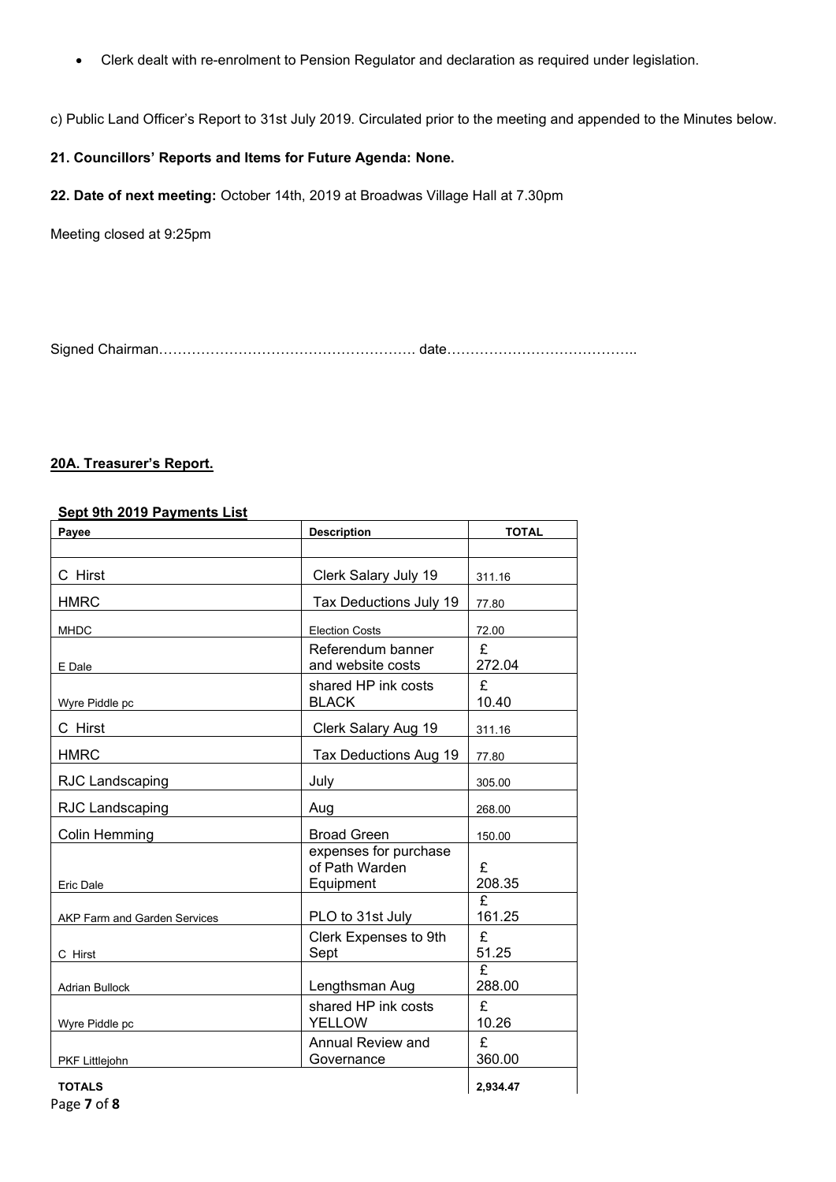- Clerk dealt with re-enrolment to Pension Regulator and declaration as required under legislation.

c) Public Land Officer's Report to 31st July 2019. Circulated prior to the meeting and appended to the Minutes below.

**21. Councillors' Reports and Items for Future Agenda: None.**

**22. Date of next meeting:** October 14th, 2019 at Broadwas Village Hall at 7.30pm

Meeting closed at 9:25pm

Signed Chairman……………………………………………. date…………………………………..

**20A. Treasurer's Report.**

**Sept 9th 2019 Payments List**

| Payee | Description | TOTAL |
|---|---|---|
| | | |
| C Hirst | Clerk Salary July 19 | 311.16 |
| HMRC | Tax Deductions July 19 | 77.80 |
| MHDC | Election Costs | 72.00 |
| E Dale | Referendum banner and website costs | £ 272.04 |
| Wyre Piddle pc | shared HP ink costs BLACK | £ 10.40 |
| C Hirst | Clerk Salary Aug 19 | 311.16 |
| HMRC | Tax Deductions Aug 19 | 77.80 |
| RJC Landscaping | July | 305.00 |
| RJC Landscaping | Aug | 268.00 |
| Colin Hemming | Broad Green | 150.00 |
| Eric Dale | expenses for purchase of Path Warden Equipment | £ 208.35 |
| AKP Farm and Garden Services | PLO to 31st July | £ 161.25 |
| C Hirst | Clerk Expenses to 9th Sept | £ 51.25 |
| Adrian Bullock | Lengthsman Aug | £ 288.00 |
| Wyre Piddle pc | shared HP ink costs YELLOW | £ 10.26 |
| PKF Littlejohn | Annual Review and Governance | £ 360.00 |
| **TOTALS** | | **2,934.47** |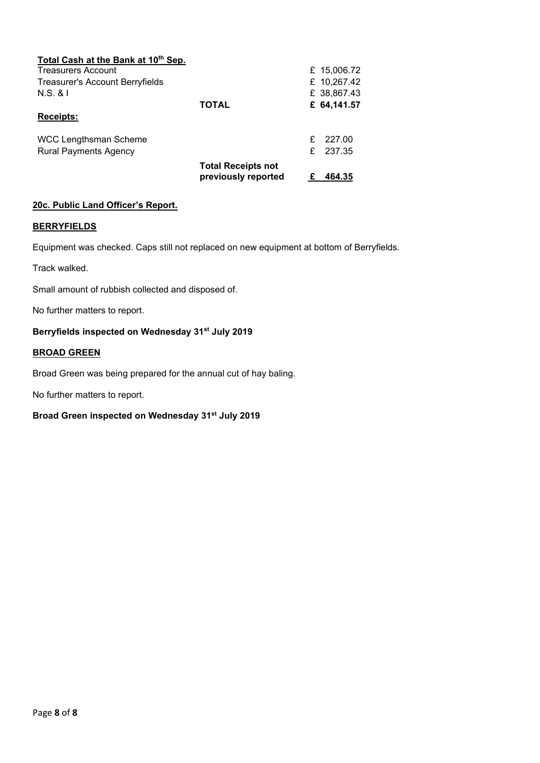| **Total Cash at the Bank at 10th Sep.** | | |
|---|---|---|
| Treasurers Account | | £ 15,006.72 |
| Treasurer's Account Berryfields | | £ 10,267.42 |
| N.S. & I | | £ 38,867.43 |
| | **TOTAL** | **£ 64,141.57** |
| **Receipts:** | | |
| WCC Lengthsman Scheme | | £ 227.00 |
| Rural Payments Agency | | £ 237.35 |
| | **Total Receipts not previously reported** | **£ 464.35** |

### 20c. Public Land Officer's Report.

**BERRYFIELDS**

Equipment was checked. Caps still not replaced on new equipment at bottom of Berryfields.

Track walked.

Small amount of rubbish collected and disposed of.

No further matters to report.

**Berryfields inspected on Wednesday 31st July 2019**

**BROAD GREEN**

Broad Green was being prepared for the annual cut of hay baling.

No further matters to report.

**Broad Green inspected on Wednesday 31st July 2019**